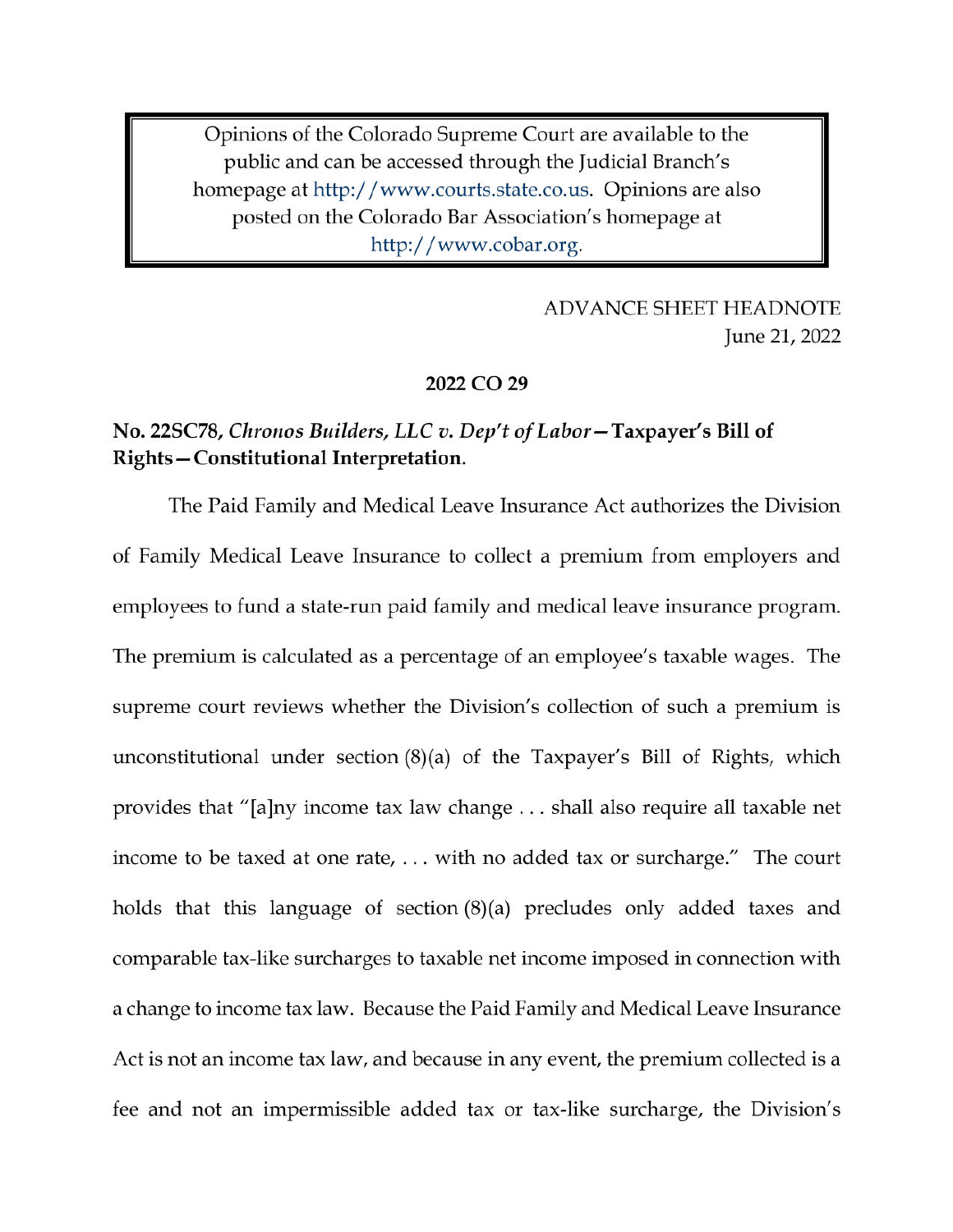Opinions of the Colorado Supreme Court are available to the public and can be accessed through the Judicial Branch's homepage at http://www.courts.state.co.us. Opinions are also posted on the Colorado Bar Association's homepage at http://www.cobar.org.

ADVANCE SHEET HEADNOTE
June 21, 2022

**2022 CO 29**

**No. 22SC78, *Chronos Builders, LLC v. Dep't of Labor*—Taxpayer's Bill of Rights—Constitutional Interpretation.**

The Paid Family and Medical Leave Insurance Act authorizes the Division of Family Medical Leave Insurance to collect a premium from employers and employees to fund a state-run paid family and medical leave insurance program. The premium is calculated as a percentage of an employee's taxable wages. The supreme court reviews whether the Division's collection of such a premium is unconstitutional under section (8)(a) of the Taxpayer's Bill of Rights, which provides that "[a]ny income tax law change . . . shall also require all taxable net income to be taxed at one rate, . . . with no added tax or surcharge." The court holds that this language of section (8)(a) precludes only added taxes and comparable tax-like surcharges to taxable net income imposed in connection with a change to income tax law. Because the Paid Family and Medical Leave Insurance Act is not an income tax law, and because in any event, the premium collected is a fee and not an impermissible added tax or tax-like surcharge, the Division's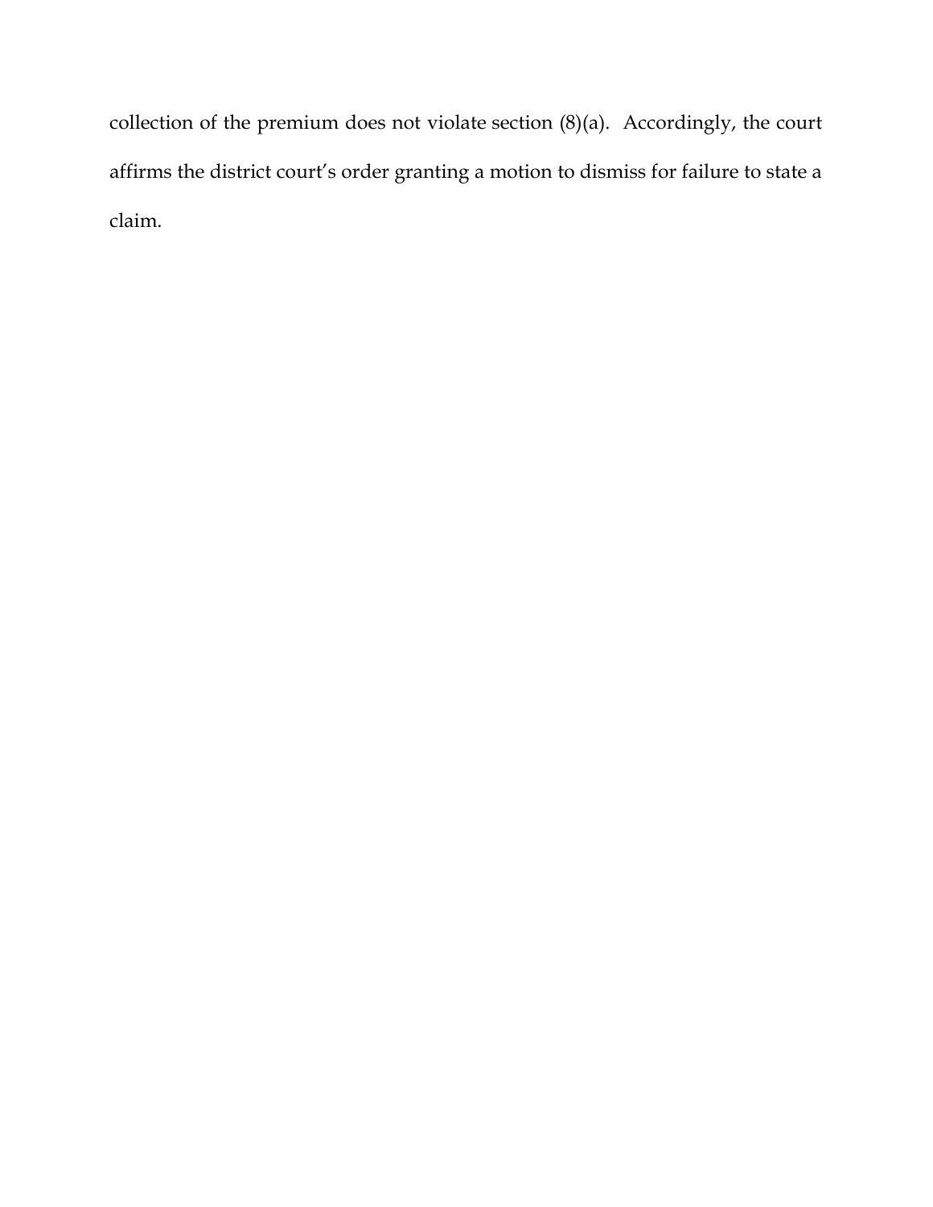collection of the premium does not violate section (8)(a). Accordingly, the court affirms the district court's order granting a motion to dismiss for failure to state a claim.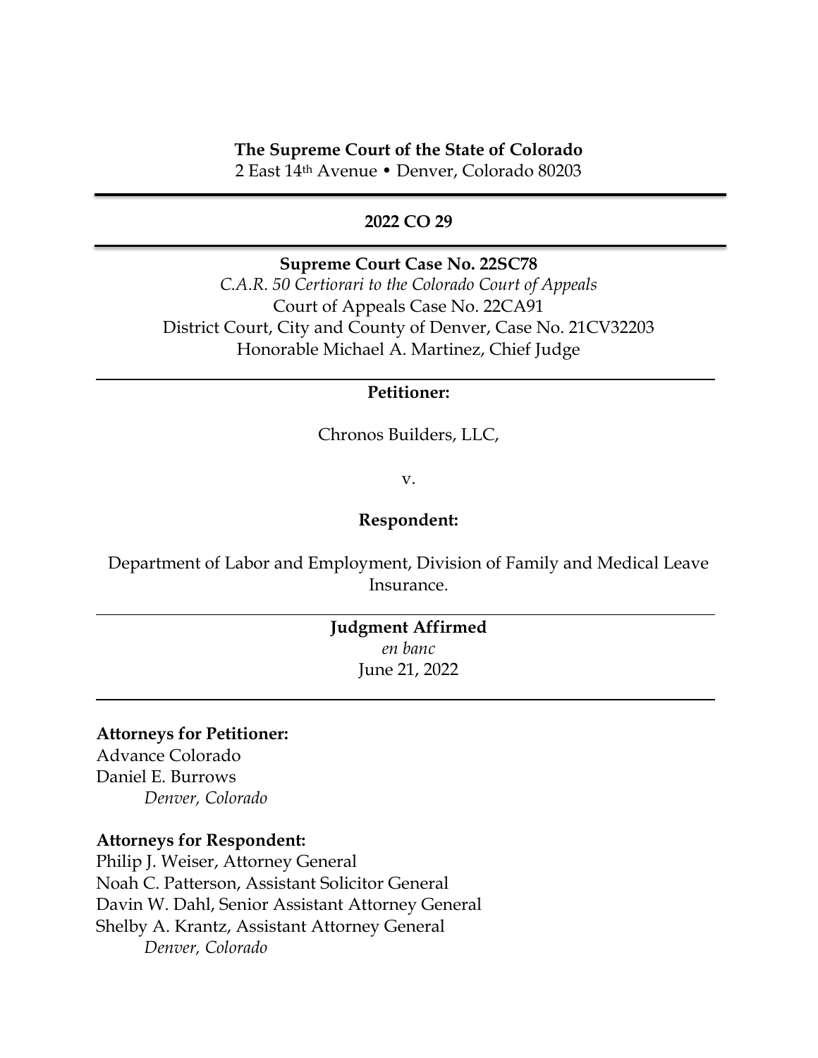**The Supreme Court of the State of Colorado**
2 East 14th Avenue • Denver, Colorado 80203

---

**2022 CO 29**

---

**Supreme Court Case No. 22SC78**
*C.A.R. 50 Certiorari to the Colorado Court of Appeals*
Court of Appeals Case No. 22CA91
District Court, City and County of Denver, Case No. 21CV32203
Honorable Michael A. Martinez, Chief Judge

---

**Petitioner:**

Chronos Builders, LLC,

v.

**Respondent:**

Department of Labor and Employment, Division of Family and Medical Leave Insurance.

---

**Judgment Affirmed**
*en banc*
June 21, 2022

---

**Attorneys for Petitioner:**
Advance Colorado
Daniel E. Burrows
*Denver, Colorado*

**Attorneys for Respondent:**
Philip J. Weiser, Attorney General
Noah C. Patterson, Assistant Solicitor General
Davin W. Dahl, Senior Assistant Attorney General
Shelby A. Krantz, Assistant Attorney General
*Denver, Colorado*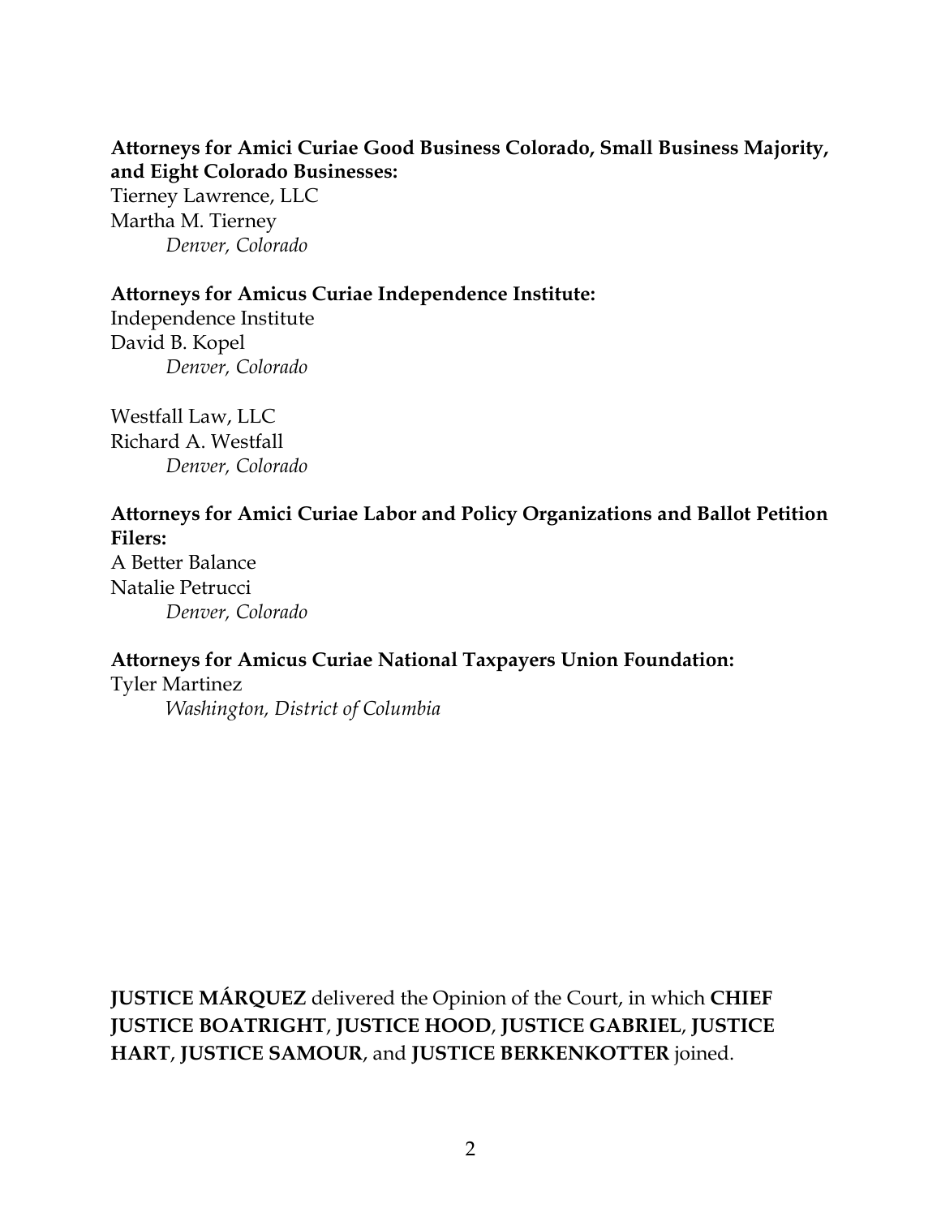**Attorneys for Amici Curiae Good Business Colorado, Small Business Majority, and Eight Colorado Businesses:**
Tierney Lawrence, LLC
Martha M. Tierney
*Denver, Colorado*

**Attorneys for Amicus Curiae Independence Institute:**
Independence Institute
David B. Kopel
*Denver, Colorado*

Westfall Law, LLC
Richard A. Westfall
*Denver, Colorado*

**Attorneys for Amici Curiae Labor and Policy Organizations and Ballot Petition Filers:**
A Better Balance
Natalie Petrucci
*Denver, Colorado*

**Attorneys for Amicus Curiae National Taxpayers Union Foundation:**
Tyler Martinez
*Washington, District of Columbia*

**JUSTICE MÁRQUEZ** delivered the Opinion of the Court, in which **CHIEF JUSTICE BOATRIGHT**, **JUSTICE HOOD**, **JUSTICE GABRIEL**, **JUSTICE HART**, **JUSTICE SAMOUR**, and **JUSTICE BERKENKOTTER** joined.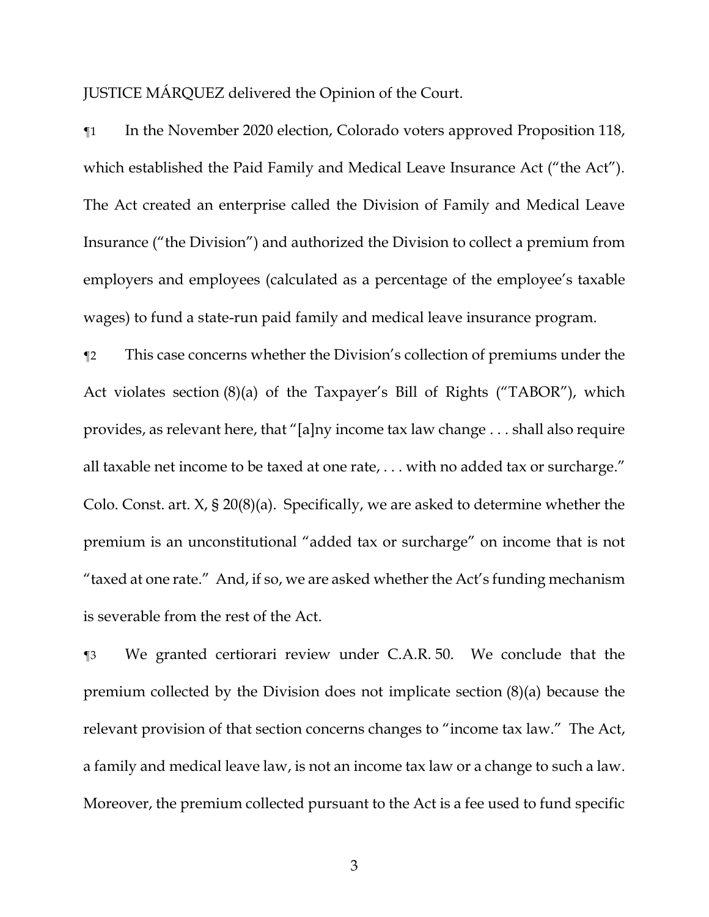JUSTICE MÁRQUEZ delivered the Opinion of the Court.

¶1 In the November 2020 election, Colorado voters approved Proposition 118, which established the Paid Family and Medical Leave Insurance Act ("the Act"). The Act created an enterprise called the Division of Family and Medical Leave Insurance ("the Division") and authorized the Division to collect a premium from employers and employees (calculated as a percentage of the employee's taxable wages) to fund a state-run paid family and medical leave insurance program.

¶2 This case concerns whether the Division's collection of premiums under the Act violates section (8)(a) of the Taxpayer's Bill of Rights ("TABOR"), which provides, as relevant here, that "[a]ny income tax law change . . . shall also require all taxable net income to be taxed at one rate, . . . with no added tax or surcharge." Colo. Const. art. X, § 20(8)(a). Specifically, we are asked to determine whether the premium is an unconstitutional "added tax or surcharge" on income that is not "taxed at one rate." And, if so, we are asked whether the Act's funding mechanism is severable from the rest of the Act.

¶3 We granted certiorari review under C.A.R. 50. We conclude that the premium collected by the Division does not implicate section (8)(a) because the relevant provision of that section concerns changes to "income tax law." The Act, a family and medical leave law, is not an income tax law or a change to such a law. Moreover, the premium collected pursuant to the Act is a fee used to fund specific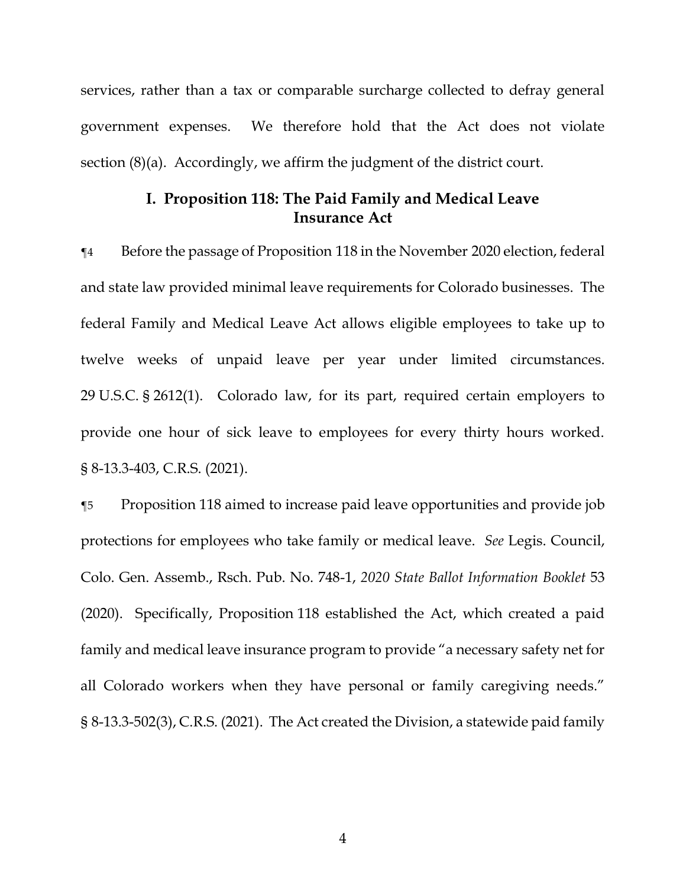services, rather than a tax or comparable surcharge collected to defray general government expenses. We therefore hold that the Act does not violate section (8)(a). Accordingly, we affirm the judgment of the district court.

## I. Proposition 118: The Paid Family and Medical Leave Insurance Act

¶4 Before the passage of Proposition 118 in the November 2020 election, federal and state law provided minimal leave requirements for Colorado businesses. The federal Family and Medical Leave Act allows eligible employees to take up to twelve weeks of unpaid leave per year under limited circumstances. 29 U.S.C. § 2612(1). Colorado law, for its part, required certain employers to provide one hour of sick leave to employees for every thirty hours worked. § 8-13.3-403, C.R.S. (2021).

¶5 Proposition 118 aimed to increase paid leave opportunities and provide job protections for employees who take family or medical leave. *See* Legis. Council, Colo. Gen. Assemb., Rsch. Pub. No. 748-1, *2020 State Ballot Information Booklet* 53 (2020). Specifically, Proposition 118 established the Act, which created a paid family and medical leave insurance program to provide "a necessary safety net for all Colorado workers when they have personal or family caregiving needs." § 8-13.3-502(3), C.R.S. (2021). The Act created the Division, a statewide paid family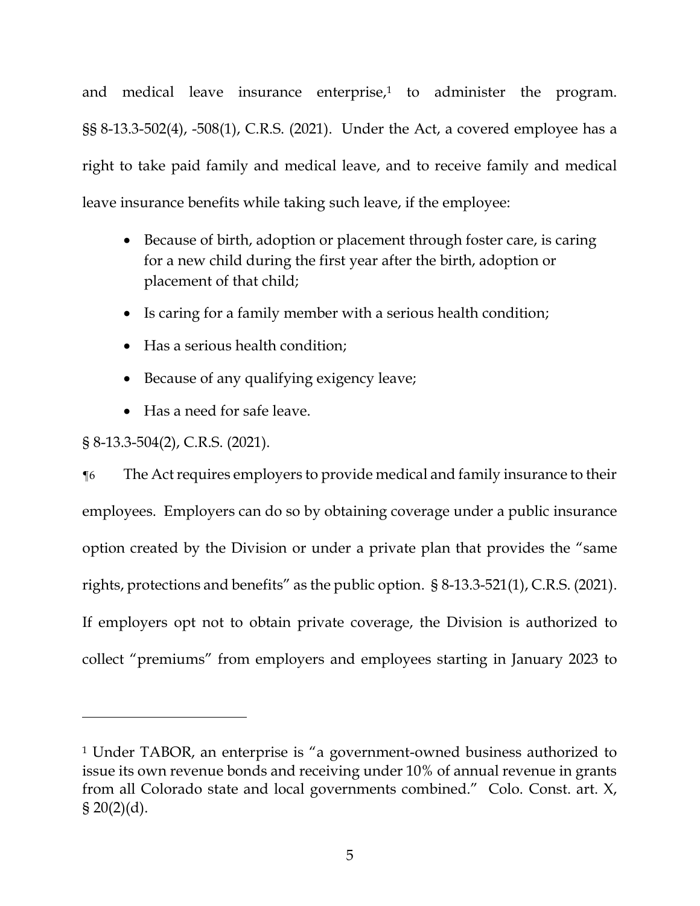and medical leave insurance enterprise,[1] to administer the program. §§ 8-13.3-502(4), -508(1), C.R.S. (2021). Under the Act, a covered employee has a right to take paid family and medical leave, and to receive family and medical leave insurance benefits while taking such leave, if the employee:

- Because of birth, adoption or placement through foster care, is caring for a new child during the first year after the birth, adoption or placement of that child;
- Is caring for a family member with a serious health condition;
- Has a serious health condition;
- Because of any qualifying exigency leave;
- Has a need for safe leave.

§ 8-13.3-504(2), C.R.S. (2021).

¶6 The Act requires employers to provide medical and family insurance to their employees. Employers can do so by obtaining coverage under a public insurance option created by the Division or under a private plan that provides the "same rights, protections and benefits" as the public option. § 8-13.3-521(1), C.R.S. (2021). If employers opt not to obtain private coverage, the Division is authorized to collect "premiums" from employers and employees starting in January 2023 to

---

[1] Under TABOR, an enterprise is "a government-owned business authorized to issue its own revenue bonds and receiving under 10% of annual revenue in grants from all Colorado state and local governments combined." Colo. Const. art. X, § 20(2)(d).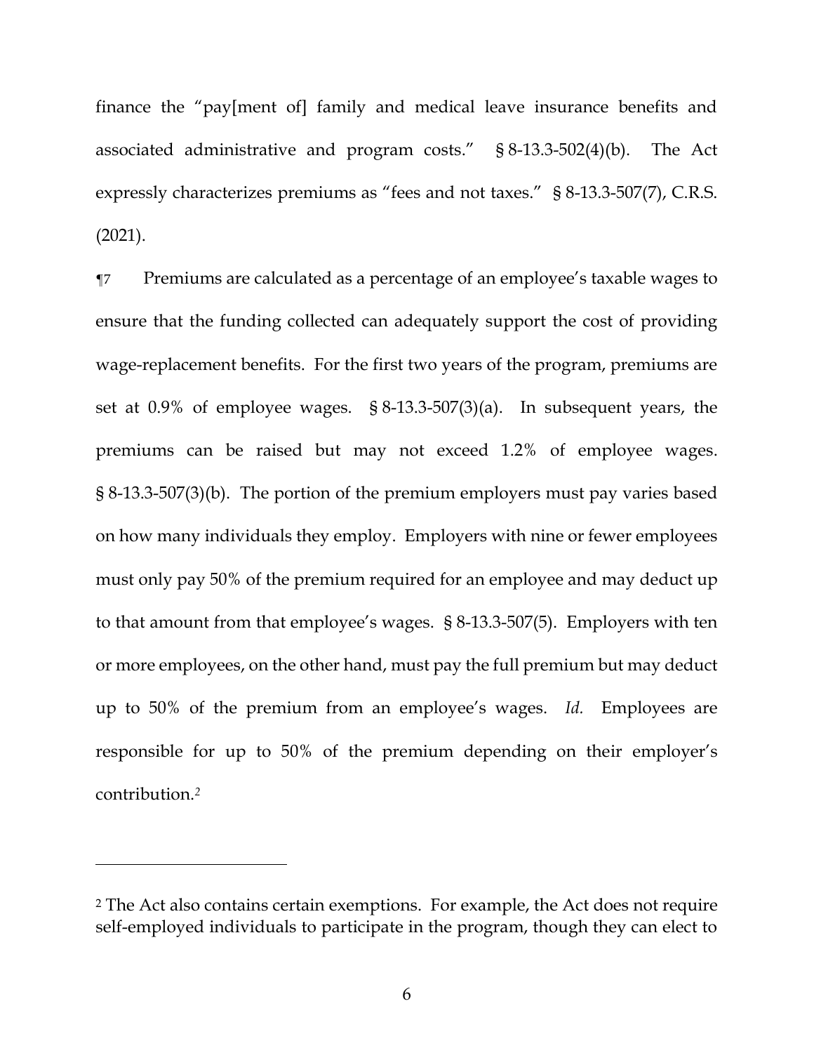finance the "pay[ment of] family and medical leave insurance benefits and associated administrative and program costs." § 8-13.3-502(4)(b). The Act expressly characterizes premiums as "fees and not taxes." § 8-13.3-507(7), C.R.S. (2021).

¶7 Premiums are calculated as a percentage of an employee's taxable wages to ensure that the funding collected can adequately support the cost of providing wage-replacement benefits. For the first two years of the program, premiums are set at 0.9% of employee wages. § 8-13.3-507(3)(a). In subsequent years, the premiums can be raised but may not exceed 1.2% of employee wages. § 8-13.3-507(3)(b). The portion of the premium employers must pay varies based on how many individuals they employ. Employers with nine or fewer employees must only pay 50% of the premium required for an employee and may deduct up to that amount from that employee's wages. § 8-13.3-507(5). Employers with ten or more employees, on the other hand, must pay the full premium but may deduct up to 50% of the premium from an employee's wages. *Id.* Employees are responsible for up to 50% of the premium depending on their employer's contribution.[2]

---

[2] The Act also contains certain exemptions. For example, the Act does not require self-employed individuals to participate in the program, though they can elect to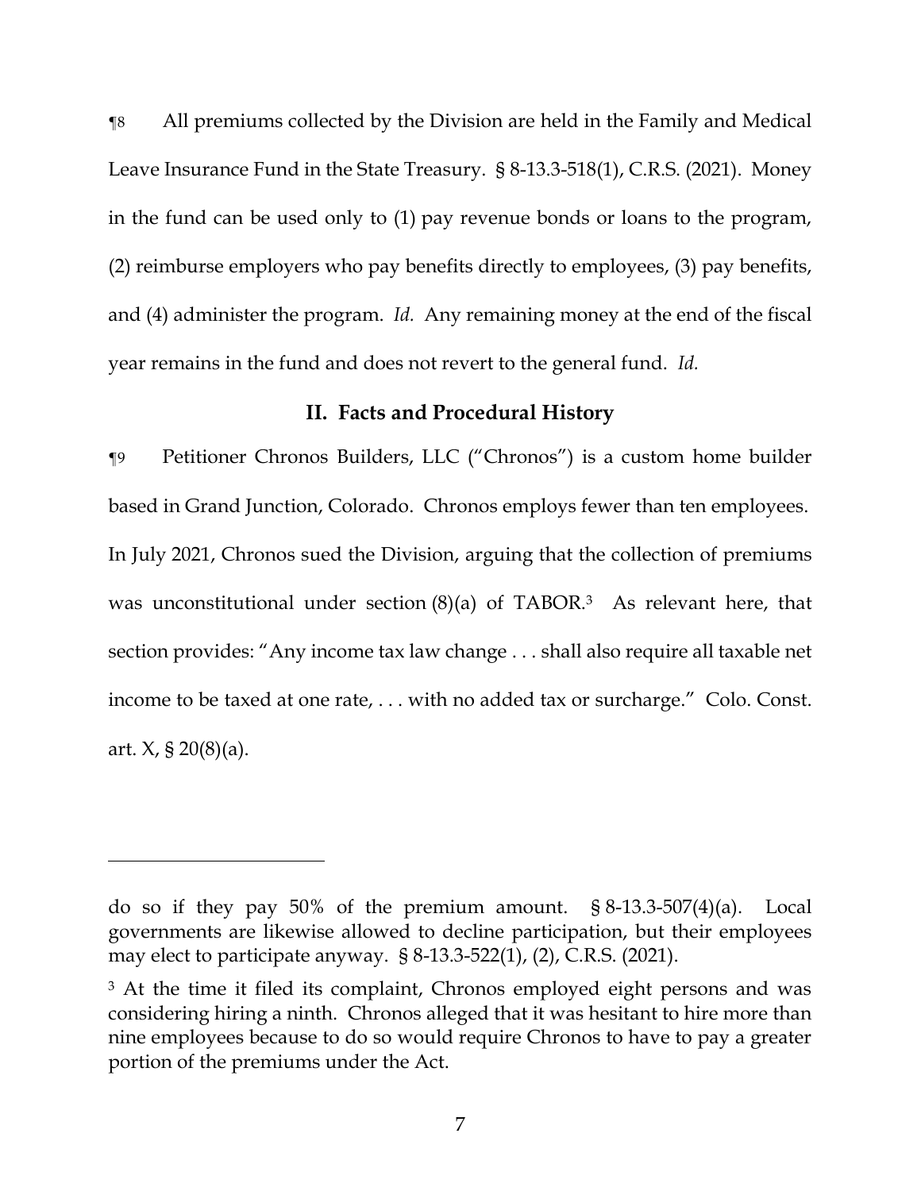¶8 All premiums collected by the Division are held in the Family and Medical Leave Insurance Fund in the State Treasury. § 8-13.3-518(1), C.R.S. (2021). Money in the fund can be used only to (1) pay revenue bonds or loans to the program, (2) reimburse employers who pay benefits directly to employees, (3) pay benefits, and (4) administer the program. *Id.* Any remaining money at the end of the fiscal year remains in the fund and does not revert to the general fund. *Id.*

## II. Facts and Procedural History

¶9 Petitioner Chronos Builders, LLC ("Chronos") is a custom home builder based in Grand Junction, Colorado. Chronos employs fewer than ten employees. In July 2021, Chronos sued the Division, arguing that the collection of premiums was unconstitutional under section (8)(a) of TABOR.[3] As relevant here, that section provides: "Any income tax law change . . . shall also require all taxable net income to be taxed at one rate, . . . with no added tax or surcharge." Colo. Const. art. X, § 20(8)(a).

---

do so if they pay 50% of the premium amount. § 8-13.3-507(4)(a). Local governments are likewise allowed to decline participation, but their employees may elect to participate anyway. § 8-13.3-522(1), (2), C.R.S. (2021).

[3] At the time it filed its complaint, Chronos employed eight persons and was considering hiring a ninth. Chronos alleged that it was hesitant to hire more than nine employees because to do so would require Chronos to have to pay a greater portion of the premiums under the Act.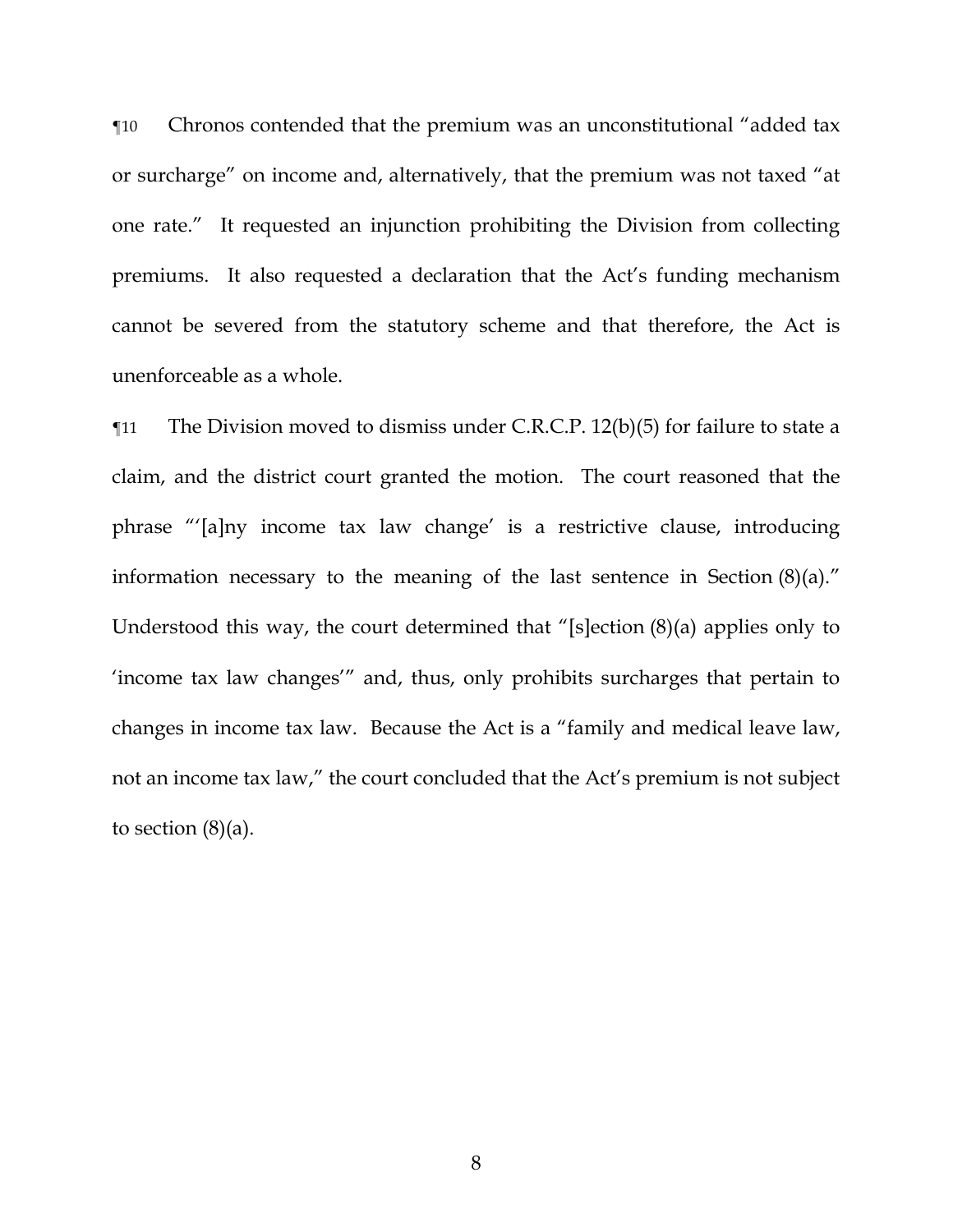¶10 Chronos contended that the premium was an unconstitutional "added tax or surcharge" on income and, alternatively, that the premium was not taxed "at one rate." It requested an injunction prohibiting the Division from collecting premiums. It also requested a declaration that the Act's funding mechanism cannot be severed from the statutory scheme and that therefore, the Act is unenforceable as a whole.

¶11 The Division moved to dismiss under C.R.C.P. 12(b)(5) for failure to state a claim, and the district court granted the motion. The court reasoned that the phrase "'[a]ny income tax law change' is a restrictive clause, introducing information necessary to the meaning of the last sentence in Section (8)(a)." Understood this way, the court determined that "[s]ection (8)(a) applies only to 'income tax law changes'" and, thus, only prohibits surcharges that pertain to changes in income tax law. Because the Act is a "family and medical leave law, not an income tax law," the court concluded that the Act's premium is not subject to section (8)(a).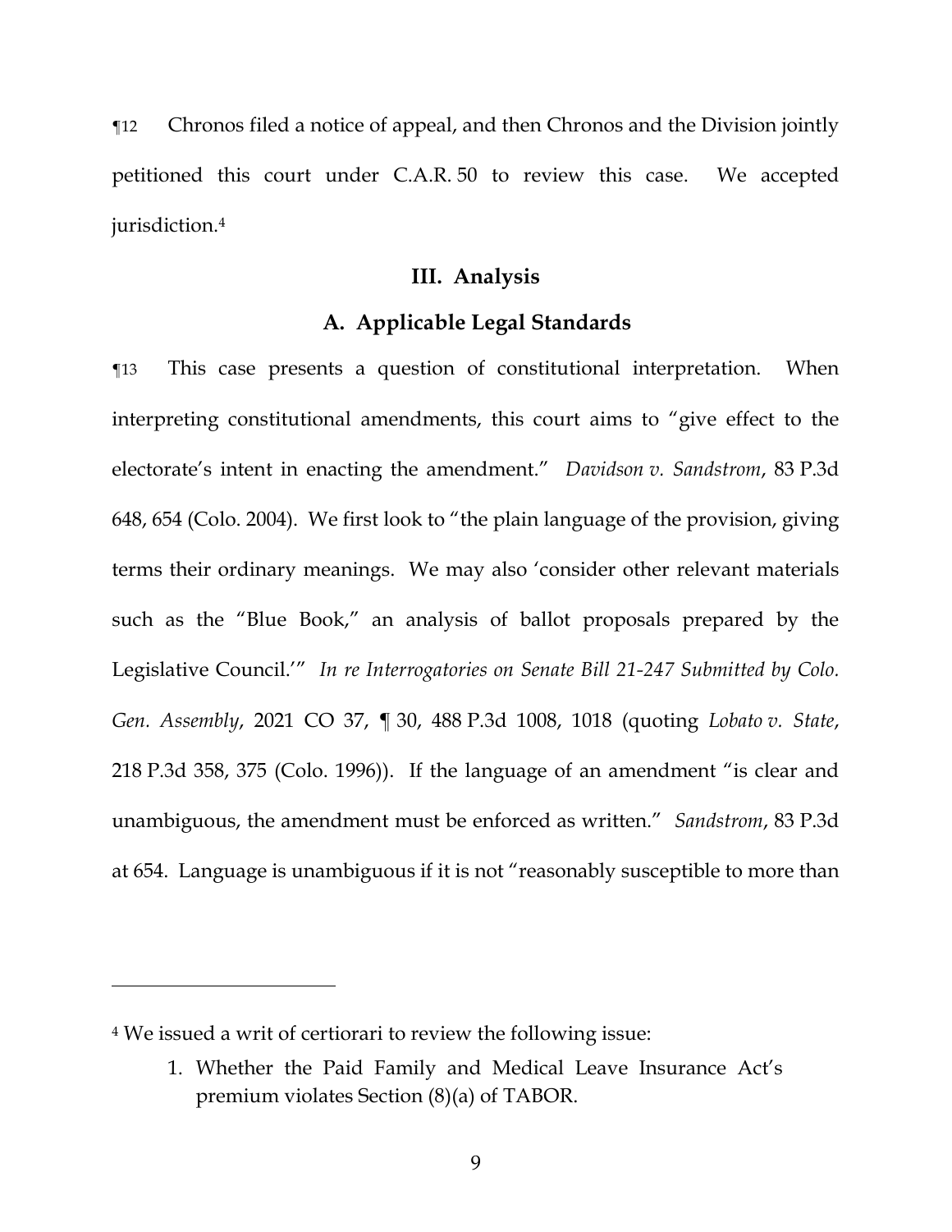¶12 Chronos filed a notice of appeal, and then Chronos and the Division jointly petitioned this court under C.A.R. 50 to review this case. We accepted jurisdiction.[4]

## III. Analysis

### A. Applicable Legal Standards

¶13 This case presents a question of constitutional interpretation. When interpreting constitutional amendments, this court aims to "give effect to the electorate's intent in enacting the amendment." *Davidson v. Sandstrom*, 83 P.3d 648, 654 (Colo. 2004). We first look to "the plain language of the provision, giving terms their ordinary meanings. We may also 'consider other relevant materials such as the "Blue Book," an analysis of ballot proposals prepared by the Legislative Council.'" *In re Interrogatories on Senate Bill 21-247 Submitted by Colo. Gen. Assembly*, 2021 CO 37, ¶ 30, 488 P.3d 1008, 1018 (quoting *Lobato v. State*, 218 P.3d 358, 375 (Colo. 1996)). If the language of an amendment "is clear and unambiguous, the amendment must be enforced as written." *Sandstrom*, 83 P.3d at 654. Language is unambiguous if it is not "reasonably susceptible to more than

---

[4] We issued a writ of certiorari to review the following issue:

1. Whether the Paid Family and Medical Leave Insurance Act's premium violates Section (8)(a) of TABOR.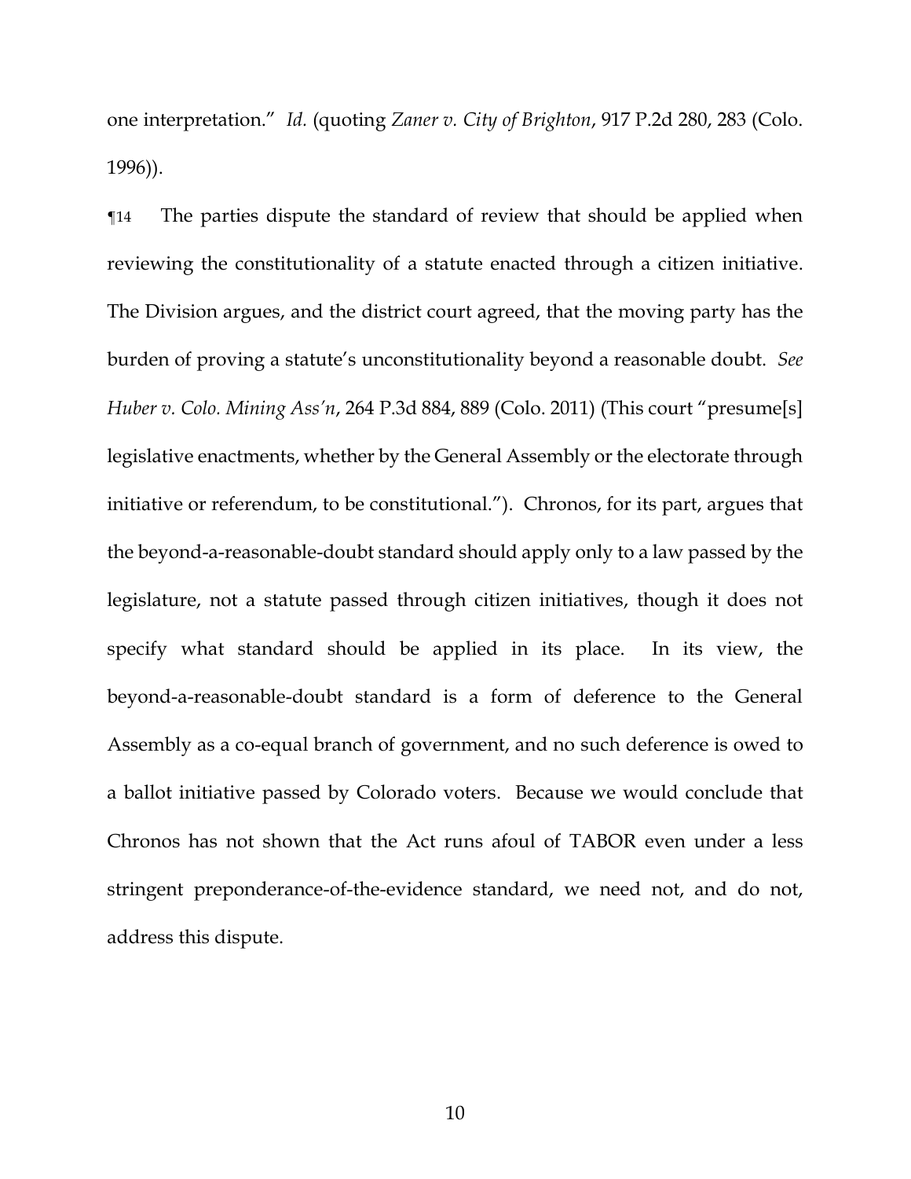one interpretation." *Id.* (quoting *Zaner v. City of Brighton*, 917 P.2d 280, 283 (Colo. 1996)).

¶14 The parties dispute the standard of review that should be applied when reviewing the constitutionality of a statute enacted through a citizen initiative. The Division argues, and the district court agreed, that the moving party has the burden of proving a statute's unconstitutionality beyond a reasonable doubt. *See Huber v. Colo. Mining Ass'n*, 264 P.3d 884, 889 (Colo. 2011) (This court "presume[s] legislative enactments, whether by the General Assembly or the electorate through initiative or referendum, to be constitutional."). Chronos, for its part, argues that the beyond-a-reasonable-doubt standard should apply only to a law passed by the legislature, not a statute passed through citizen initiatives, though it does not specify what standard should be applied in its place. In its view, the beyond-a-reasonable-doubt standard is a form of deference to the General Assembly as a co-equal branch of government, and no such deference is owed to a ballot initiative passed by Colorado voters. Because we would conclude that Chronos has not shown that the Act runs afoul of TABOR even under a less stringent preponderance-of-the-evidence standard, we need not, and do not, address this dispute.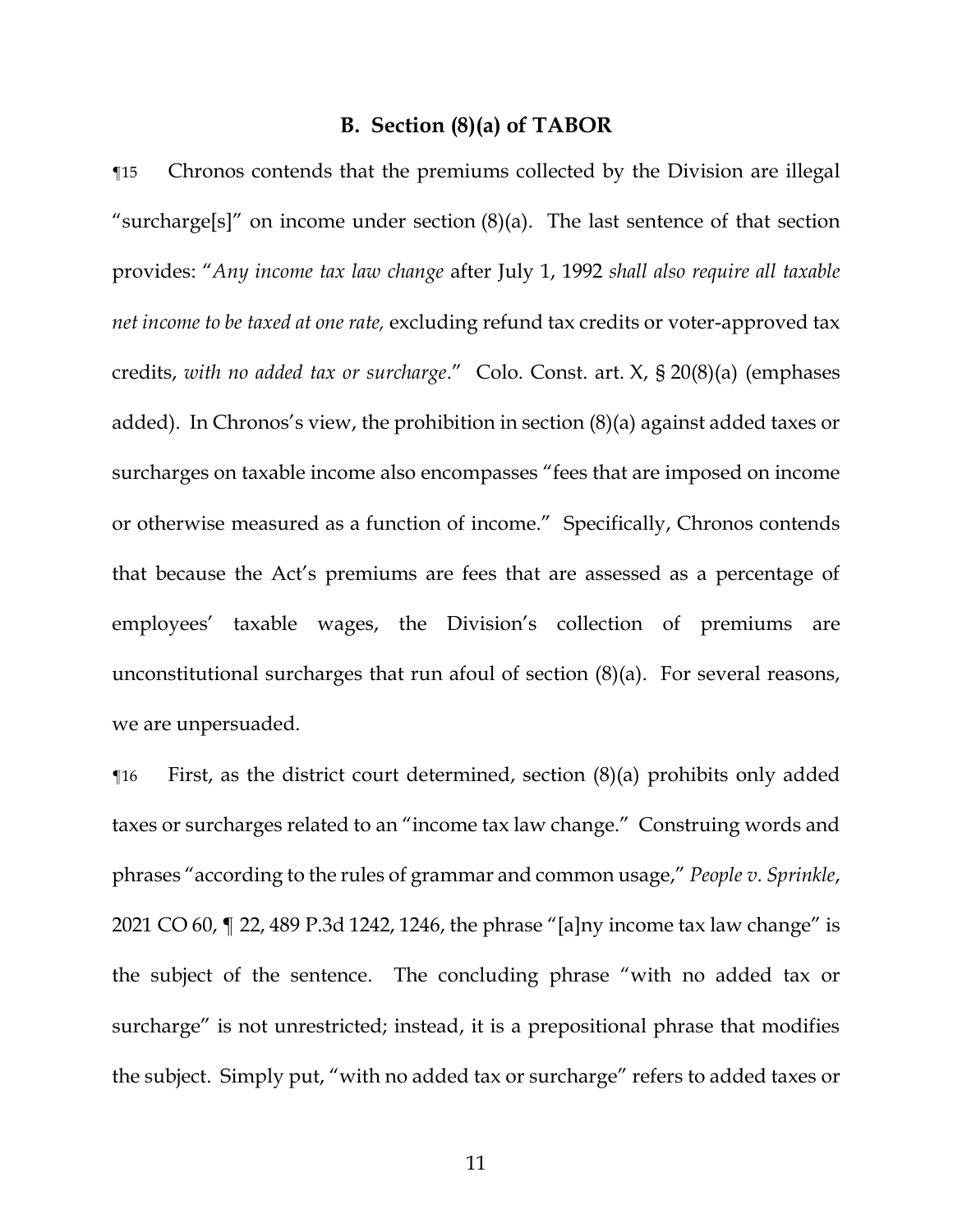### B. Section (8)(a) of TABOR

¶15 Chronos contends that the premiums collected by the Division are illegal "surcharge[s]" on income under section (8)(a). The last sentence of that section provides: "*Any income tax law change* after July 1, 1992 *shall also require all taxable net income to be taxed at one rate,* excluding refund tax credits or voter-approved tax credits, *with no added tax or surcharge*." Colo. Const. art. X, § 20(8)(a) (emphases added). In Chronos's view, the prohibition in section (8)(a) against added taxes or surcharges on taxable income also encompasses "fees that are imposed on income or otherwise measured as a function of income." Specifically, Chronos contends that because the Act's premiums are fees that are assessed as a percentage of employees' taxable wages, the Division's collection of premiums are unconstitutional surcharges that run afoul of section (8)(a). For several reasons, we are unpersuaded.

¶16 First, as the district court determined, section (8)(a) prohibits only added taxes or surcharges related to an "income tax law change." Construing words and phrases "according to the rules of grammar and common usage," *People v. Sprinkle*, 2021 CO 60, ¶ 22, 489 P.3d 1242, 1246, the phrase "[a]ny income tax law change" is the subject of the sentence. The concluding phrase "with no added tax or surcharge" is not unrestricted; instead, it is a prepositional phrase that modifies the subject. Simply put, "with no added tax or surcharge" refers to added taxes or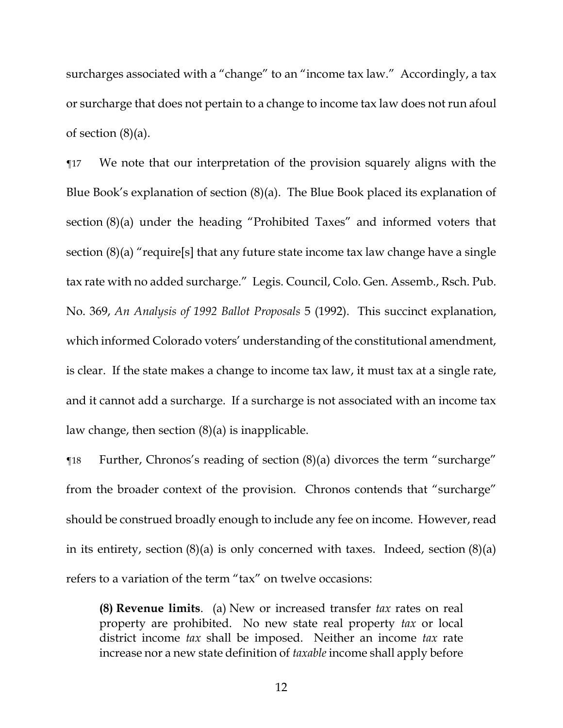surcharges associated with a "change" to an "income tax law." Accordingly, a tax or surcharge that does not pertain to a change to income tax law does not run afoul of section (8)(a).

¶17 We note that our interpretation of the provision squarely aligns with the Blue Book's explanation of section (8)(a). The Blue Book placed its explanation of section (8)(a) under the heading "Prohibited Taxes" and informed voters that section (8)(a) "require[s] that any future state income tax law change have a single tax rate with no added surcharge." Legis. Council, Colo. Gen. Assemb., Rsch. Pub. No. 369, *An Analysis of 1992 Ballot Proposals* 5 (1992). This succinct explanation, which informed Colorado voters' understanding of the constitutional amendment, is clear. If the state makes a change to income tax law, it must tax at a single rate, and it cannot add a surcharge. If a surcharge is not associated with an income tax law change, then section (8)(a) is inapplicable.

¶18 Further, Chronos's reading of section (8)(a) divorces the term "surcharge" from the broader context of the provision. Chronos contends that "surcharge" should be construed broadly enough to include any fee on income. However, read in its entirety, section (8)(a) is only concerned with taxes. Indeed, section (8)(a) refers to a variation of the term "tax" on twelve occasions:

> **(8) Revenue limits**. (a) New or increased transfer *tax* rates on real property are prohibited. No new state real property *tax* or local district income *tax* shall be imposed. Neither an income *tax* rate increase nor a new state definition of *taxable* income shall apply before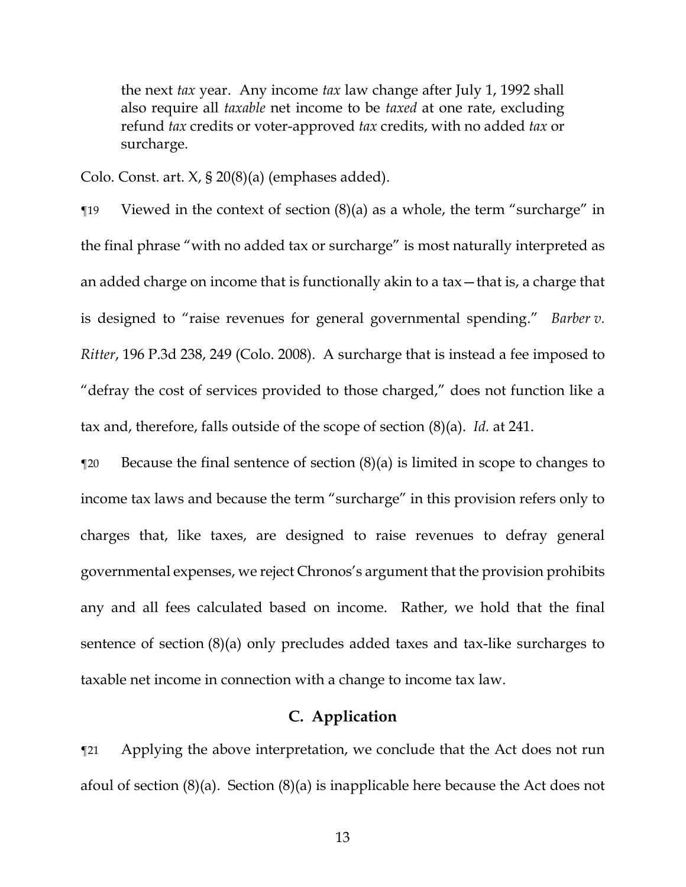> the next *tax* year. Any income *tax* law change after July 1, 1992 shall also require all *taxable* net income to be *taxed* at one rate, excluding refund *tax* credits or voter-approved *tax* credits, with no added *tax* or surcharge.

Colo. Const. art. X, § 20(8)(a) (emphases added).

¶19 Viewed in the context of section (8)(a) as a whole, the term "surcharge" in the final phrase "with no added tax or surcharge" is most naturally interpreted as an added charge on income that is functionally akin to a tax—that is, a charge that is designed to "raise revenues for general governmental spending." *Barber v. Ritter*, 196 P.3d 238, 249 (Colo. 2008). A surcharge that is instead a fee imposed to "defray the cost of services provided to those charged," does not function like a tax and, therefore, falls outside of the scope of section (8)(a). *Id.* at 241.

¶20 Because the final sentence of section (8)(a) is limited in scope to changes to income tax laws and because the term "surcharge" in this provision refers only to charges that, like taxes, are designed to raise revenues to defray general governmental expenses, we reject Chronos's argument that the provision prohibits any and all fees calculated based on income. Rather, we hold that the final sentence of section (8)(a) only precludes added taxes and tax-like surcharges to taxable net income in connection with a change to income tax law.

### C. Application

¶21 Applying the above interpretation, we conclude that the Act does not run afoul of section (8)(a). Section (8)(a) is inapplicable here because the Act does not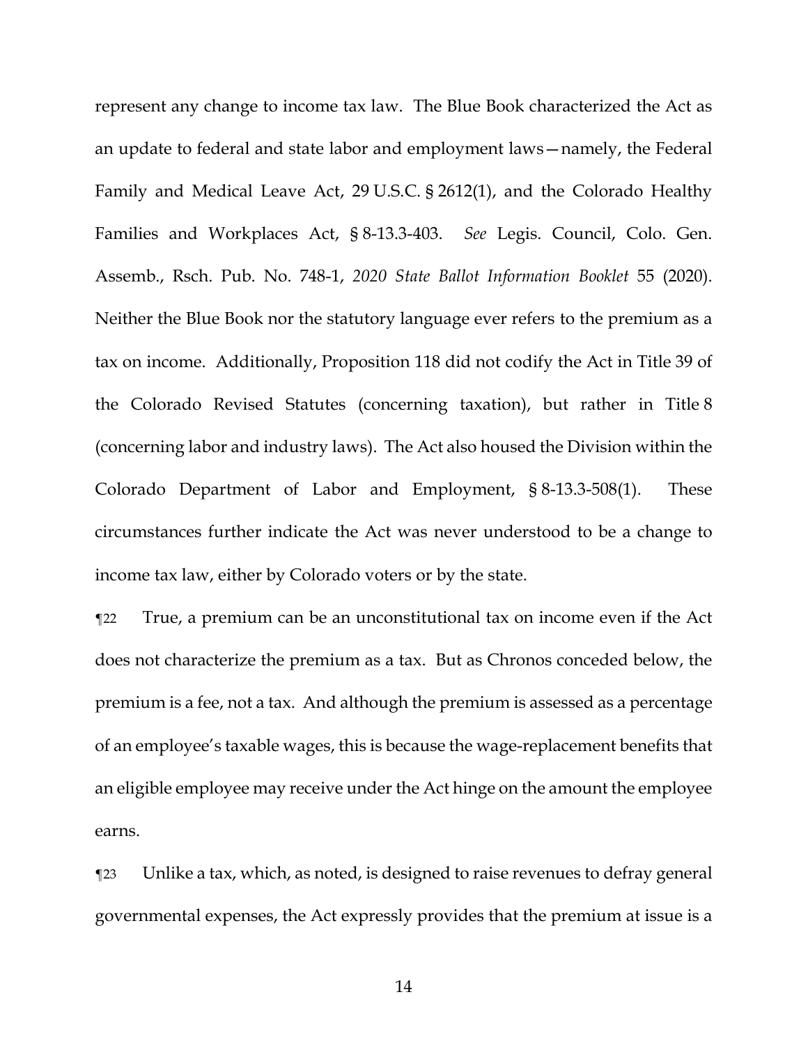represent any change to income tax law. The Blue Book characterized the Act as an update to federal and state labor and employment laws—namely, the Federal Family and Medical Leave Act, 29 U.S.C. § 2612(1), and the Colorado Healthy Families and Workplaces Act, § 8-13.3-403. *See* Legis. Council, Colo. Gen. Assemb., Rsch. Pub. No. 748-1, *2020 State Ballot Information Booklet* 55 (2020). Neither the Blue Book nor the statutory language ever refers to the premium as a tax on income. Additionally, Proposition 118 did not codify the Act in Title 39 of the Colorado Revised Statutes (concerning taxation), but rather in Title 8 (concerning labor and industry laws). The Act also housed the Division within the Colorado Department of Labor and Employment, § 8-13.3-508(1). These circumstances further indicate the Act was never understood to be a change to income tax law, either by Colorado voters or by the state.

¶22 True, a premium can be an unconstitutional tax on income even if the Act does not characterize the premium as a tax. But as Chronos conceded below, the premium is a fee, not a tax. And although the premium is assessed as a percentage of an employee's taxable wages, this is because the wage-replacement benefits that an eligible employee may receive under the Act hinge on the amount the employee earns.

¶23 Unlike a tax, which, as noted, is designed to raise revenues to defray general governmental expenses, the Act expressly provides that the premium at issue is a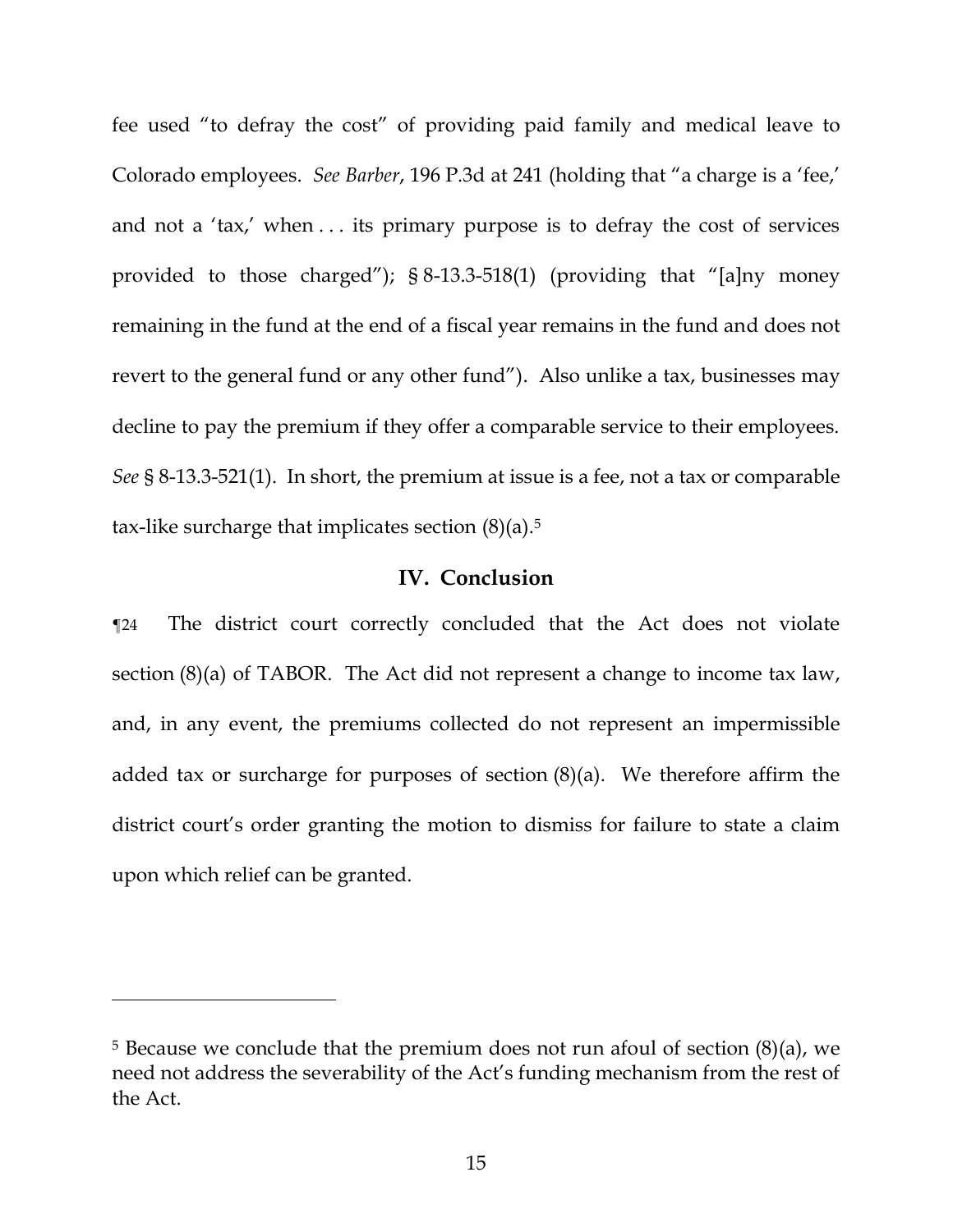fee used "to defray the cost" of providing paid family and medical leave to Colorado employees. *See Barber*, 196 P.3d at 241 (holding that "a charge is a 'fee,' and not a 'tax,' when . . . its primary purpose is to defray the cost of services provided to those charged"); § 8-13.3-518(1) (providing that "[a]ny money remaining in the fund at the end of a fiscal year remains in the fund and does not revert to the general fund or any other fund"). Also unlike a tax, businesses may decline to pay the premium if they offer a comparable service to their employees. *See* § 8-13.3-521(1). In short, the premium at issue is a fee, not a tax or comparable tax-like surcharge that implicates section (8)(a).[5]

## IV. Conclusion

¶24 The district court correctly concluded that the Act does not violate section (8)(a) of TABOR. The Act did not represent a change to income tax law, and, in any event, the premiums collected do not represent an impermissible added tax or surcharge for purposes of section (8)(a). We therefore affirm the district court's order granting the motion to dismiss for failure to state a claim upon which relief can be granted.

---

[5] Because we conclude that the premium does not run afoul of section (8)(a), we need not address the severability of the Act's funding mechanism from the rest of the Act.